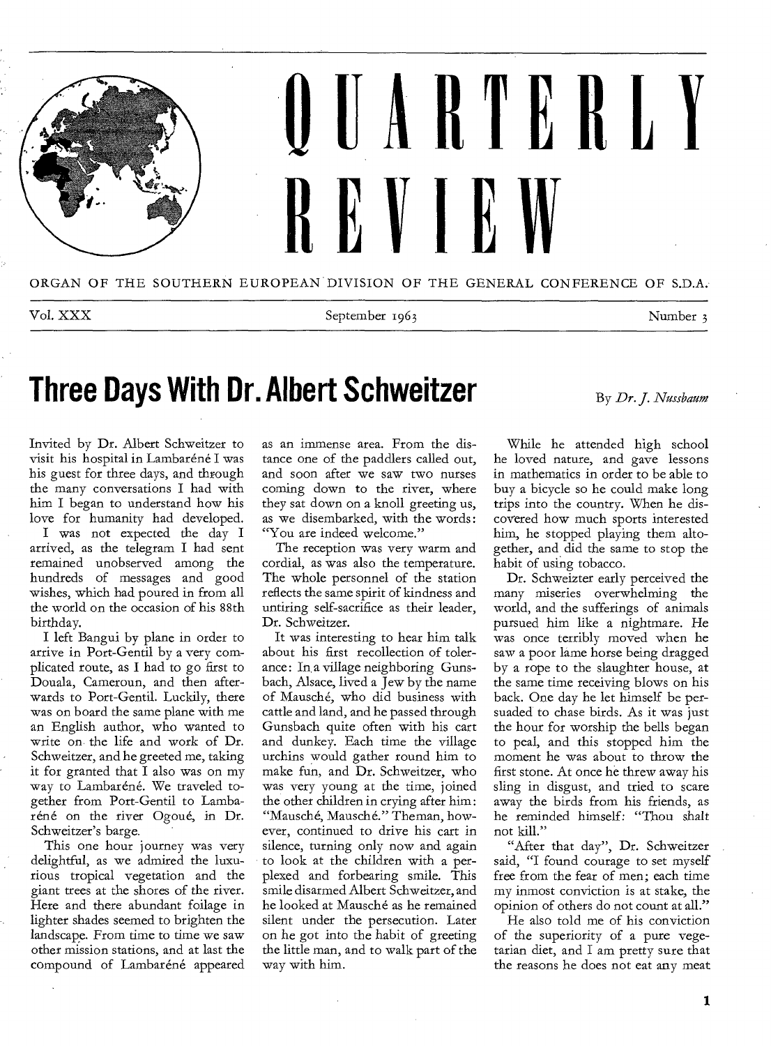# QUARTERLY REVIEW

ORGAN OF THE SOUTHERN EUROPEAN DIVISION OF THE GENERAL CONFERENCE OF S.D.A.

Vol. XXX — September 1963 — Number 3

## Three Days With Dr. Albert Schweitzer

By *Dr. J. Nussbaum*

Invited by Dr. Albert Schweitzer to visit his hospital in Lambaréné I was his guest for three days, and through the many conversations I had with him I began to understand how his love for humanity had developed.

I was not expected the day I arrived, as the telegram I had sent remained unobserved among the hundreds of messages and good wishes, which had poured in from all the world on the occasion of his 88th birthday.

I left Bangui by plane in order to arrive in Port-Gentil by a very complicated route, as I had to go first to Douala, Cameroun, and then afterwards to Port-Gentil. Luckily, there was on board the same plane with me an English author, who wanted to write on the life and work of Dr. Schweitzer, and he greeted me, taking it for granted that I also was on my way to Lambaréné. We traveled together from Port-Gentil to Lambaréné on the river Ogoué, in Dr. Schweitzer's barge.

This one hour journey was very delightful, as we admired the luxurious tropical vegetation and the giant trees at the shores of the river. Here and there abundant foilage in lighter shades seemed to brighten the landscape. From time to time we saw other mission stations, and at last the compound of Lambaréné appeared as an immense area. From the distance one of the paddlers called out, and soon after we saw two nurses coming down to the river, where they sat down on a knoll greeting us, as we disembarked, with the words: "You are indeed welcome."

The reception was very warm and cordial, as was also the temperature. The whole personnel of the station reflects the same spirit of kindness and untiring self-sacrifice as their leader, Dr. Schweitzer.

It was interesting to hear him talk about his first recollection of tolerance: In a village neighboring Gunsbach, Alsace, lived a Jew by the name of Mausché, who did business with cattle and land, and he passed through Gunsbach quite often with his cart and dunkey. Each time the village urchins would gather round him to make fun, and Dr. Schweitzer, who was very young at the time, joined the other children in crying after him: "Mausché, Mausché." Theman, however, continued to drive his cart in silence, turning only now and again to look at the children with a perplexed and forbearing smile. This smile disarmed Albert Schweitzer, and he looked at Mausché as he remained silent under the persecution. Later on he got into the habit of greeting the little man, and to walk part of the way with him.

While he attended high school he loved nature, and gave lessons in mathematics in order to be able to buy a bicycle so he could make long trips into the country. When he discovered how much sports interested him, he stopped playing them altogether, and did the same to stop the habit of using tobacco.

Dr. Schweizter early perceived the many miseries overwhelming the world, and the sufferings of animals pursued him like a nightmare. He was once terribly moved when he saw a poor lame horse being dragged by a rope to the slaughter house, at the same time receiving blows on his back. One day he let himself be persuaded to chase birds. As it was just the hour for worship the bells began to peal, and this stopped him the moment he was about to throw the first stone. At once he threw away his sling in disgust, and tried to scare away the birds from his friends, as he reminded himself: "Thou shalt not kill."

"After that day", Dr. Schweitzer said, "I found courage to set myself free from the fear of men; each time my inmost conviction is at stake, the opinion of others do not count at all."

He also told me of his conviction of the superiority of a pure vegetarian diet, and I am pretty sure that the reasons he does not eat any meat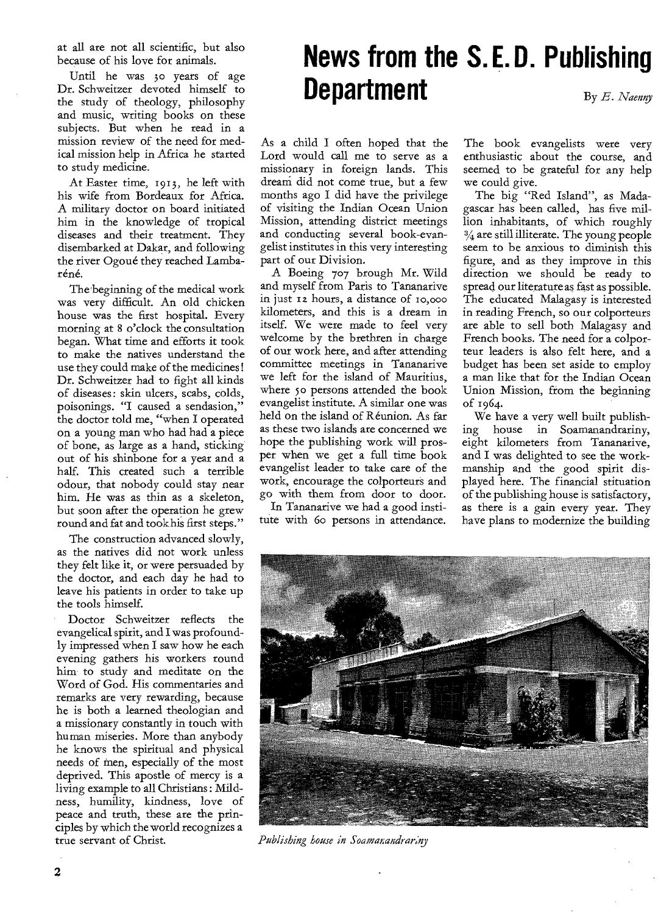at all are not all scientific, but also because of his love for animals.

Until he was 30 years of age Dr. Schweitzer devoted himself to the study of theology, philosophy and music, writing books on these subjects. But when he read in a mission review of the need for medical mission help in Africa he started to study medicine.

At Easter time, 1913, he left with his wife from Bordeaux for Africa. A military doctor on board initiated him in the knowledge of tropical diseases and their treatment. They disembarked at Dakar, and following the river Ogoué they reached Lambaréné.

The beginning of the medical work was very difficult. An old chicken house was the first hospital. Every morning at 8 o'clock the consultation began. What time and efforts it took to make the natives understand the use they could make of the medicines! Dr. Schweitzer had to fight all kinds of diseases: skin ulcers, scabs, colds, poisonings. "I caused a sendasion," the doctor told me, "when I operated on a young man who had had a piece of bone, as large as a hand, sticking out of his shinbone for a year and a half. This created such a terrible odour, that nobody could stay near him. He was as thin as a skeleton, but soon after the operation he grew round and fat and took his first steps."

The construction advanced slowly, as the natives did not work unless they felt like it, or were persuaded by the doctor, and each day he had to leave his patients in order to take up the tools himself.

Doctor Schweitzer reflects the evangelical spirit, and I was profoundly impressed when I saw how he each evening gathers his workers round him to study and meditate on the Word of God. His commentaries and remarks are very rewarding, because he is both a learned theologian and a missionary constantly in touch with human miseries. More than anybody he knows the spiritual and physical needs of men, especially of the most deprived. This apostle of mercy is a living example to all Christians: Mildness, humility, kindness, love of peace and truth, these are the principles by which the world recognizes a true servant of Christ.

# News from the S.E.D. Publishing Department

By *E. Naenny*

As a child I often hoped that the Lord would call me to serve as a missionary in foreign lands. This dream did not come true, but a few months ago I did have the privilege of visiting the Indian Ocean Union Mission, attending district meetings and conducting several book-evangelist institutes in this very interesting part of our Division.

A Boeing 707 brough Mr. Wild and myself from Paris to Tananarive in just 12 hours, a distance of 10,000 kilometers, and this is a dream in itself. We were made to feel very welcome by the brethren in charge of our work here, and after attending committee meetings in Tananarive we left for the island of Mauritius, where 50 persons attended the book evangelist institute. A similar one was held on the island of Réunion. As far as these two islands are concerned we hope the publishing work will prosper when we get a full time book evangelist leader to take care of the work, encourage the colporteurs and go with them from door to door.

In Tananarive we had a good institute with 60 persons in attendance. The book evangelists were very enthusiastic about the course, and seemed to be grateful for any help we could give.

The big "Red Island", as Madagascar has been called, has five million inhabitants, of which roughly 3/4 are still illiterate. The young people seem to be anxious to diminish this figure, and as they improve in this direction we should be ready to spread our literature as fast as possible. The educated Malagasy is interested in reading French, so our colporteurs are able to sell both Malagasy and French books. The need for a colporteur leaders is also felt here, and a budget has been set aside to employ a man like that for the Indian Ocean Union Mission, from the beginning of 1964.

We have a very well built publishing house in Soamanandrariny, eight kilometers from Tananarive, and I was delighted to see the workmanship and the good spirit displayed here. The financial situation of the publishing house is satisfactory, as there is a gain every year. They have plans to modernize the building

*Publishing house in Soamanandrariny*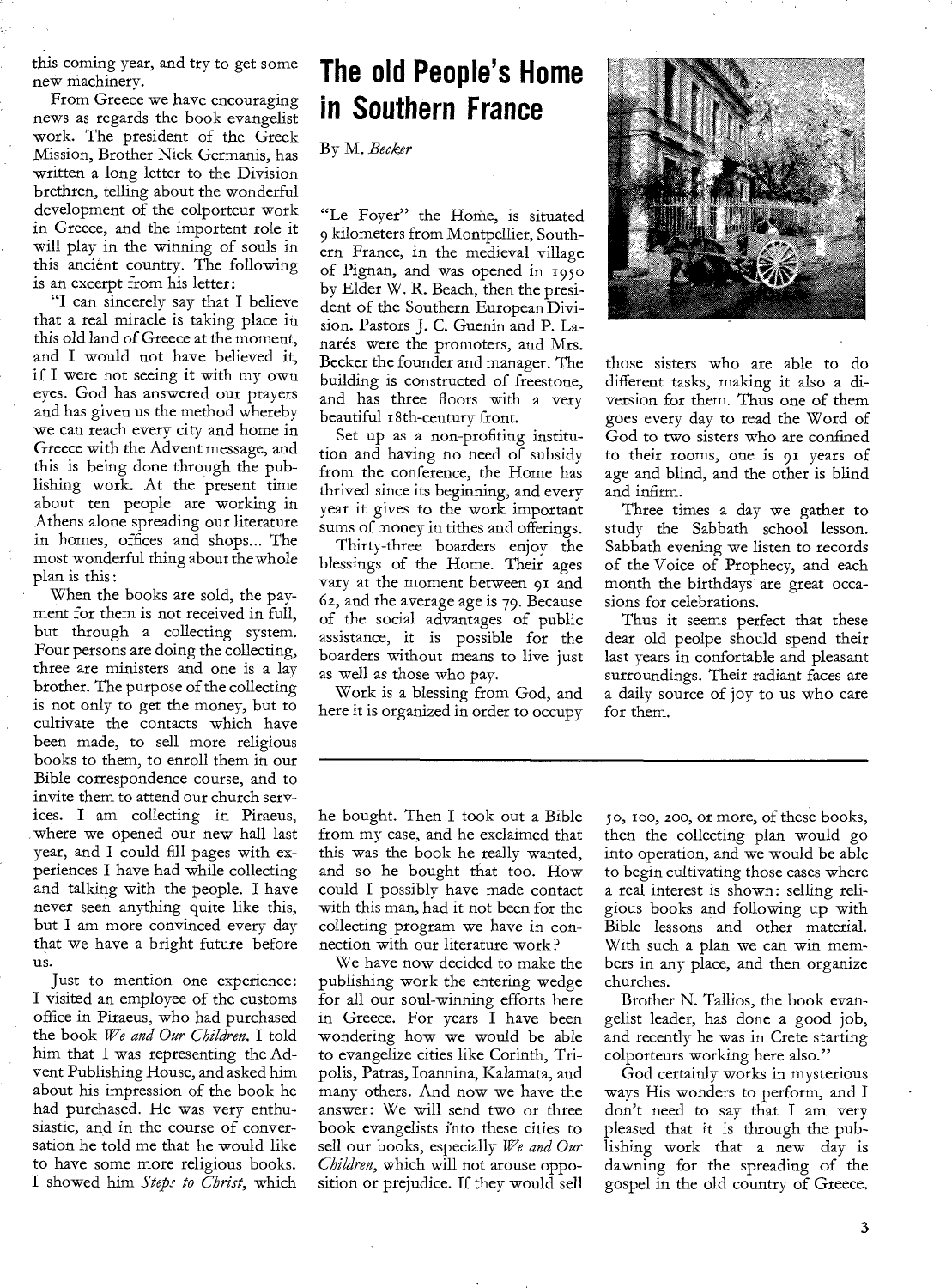this coming year, and try to get some new machinery.

From Greece we have encouraging news as regards the book evangelist work. The president of the Greek Mission, Brother Nick Germanis, has written a long letter to the Division brethren, telling about the wonderful development of the colporteur work in Greece, and the importent role it will play in the winning of souls in this ancient country. The following is an excerpt from his letter:

"I can sincerely say that I believe that a real miracle is taking place in this old land of Greece at the moment, and I would not have believed it, if I were not seeing it with my own eyes. God has answered our prayers and has given us the method whereby we can reach every city and home in Greece with the Advent message, and this is being done through the publishing work. At the present time about ten people are working in Athens alone spreading our literature in homes, offices and shops... The most wonderful thing about the whole plan is this:

When the books are sold, the payment for them is not received in full, but through a collecting system. Four persons are doing the collecting, three are ministers and one is a lay brother. The purpose of the collecting is not only to get the money, but to cultivate the contacts which have been made, to sell more religious books to them, to enroll them in our Bible correspondence course, and to invite them to attend our church services. I am collecting in Piraeus, where we opened our new hall last year, and I could fill pages with experiences I have had while collecting and talking with the people. I have never seen anything quite like this, but I am more convinced every day that we have a bright future before us.

Just to mention one experience: I visited an employee of the customs office in Piraeus, who had purchased the book *We and Our Children*. I told him that I was representing the Advent Publishing House, and asked him about his impression of the book he had purchased. He was very enthusiastic, and in the course of conversation he told me that he would like to have some more religious books. I showed him *Steps to Christ*, which he bought. Then I took out a Bible from my case, and he exclaimed that this was the book he really wanted, and so he bought that too. How could I possibly have made contact with this man, had it not been for the collecting program we have in connection with our literature work?

We have now decided to make the publishing work the entering wedge for all our soul-winning efforts here in Greece. For years I have been wondering how we would be able to evangelize cities like Corinth, Tripolis, Patras, Ioannina, Kalamata, and many others. And now we have the answer: We will send two or three book evangelists into these cities to sell our books, especially *We and Our Children*, which will not arouse opposition or prejudice. If they would sell 50, 100, 200, or more, of these books, then the collecting plan would go into operation, and we would be able to begin cultivating those cases where a real interest is shown: selling religious books and following up with Bible lessons and other material. With such a plan we can win members in any place, and then organize churches.

Brother N. Tallios, the book evangelist leader, has done a good job, and recently he was in Crete starting colporteurs working here also."

God certainly works in mysterious ways His wonders to perform, and I don't need to say that I am very pleased that it is through the publishing work that a new day is dawning for the spreading of the gospel in the old country of Greece.

# The old People's Home in Southern France

By M. *Becker*

"Le Foyer" the Home, is situated 9 kilometers from Montpellier, Southern France, in the medieval village of Pignan, and was opened in 1950 by Elder W. R. Beach, then the president of the Southern European Division. Pastors J. C. Guenin and P. Lanarès were the promoters, and Mrs. Becker the founder and manager. The building is constructed of freestone, and has three floors with a very beautiful 18th-century front.

Set up as a non-profiting institution and having no need of subsidy from the conference, the Home has thrived since its beginning, and every year it gives to the work important sums of money in tithes and offerings.

Thirty-three boarders enjoy the blessings of the Home. Their ages vary at the moment between 91 and 62, and the average age is 79. Because of the social advantages of public assistance, it is possible for the boarders without means to live just as well as those who pay.

Work is a blessing from God, and here it is organized in order to occupy those sisters who are able to do different tasks, making it also a diversion for them. Thus one of them goes every day to read the Word of God to two sisters who are confined to their rooms, one is 91 years of age and blind, and the other is blind and infirm.

Three times a day we gather to study the Sabbath school lesson. Sabbath evening we listen to records of the Voice of Prophecy, and each month the birthdays are great occasions for celebrations.

Thus it seems perfect that these dear old peolpe should spend their last years in confortable and pleasant surroundings. Their radiant faces are a daily source of joy to us who care for them.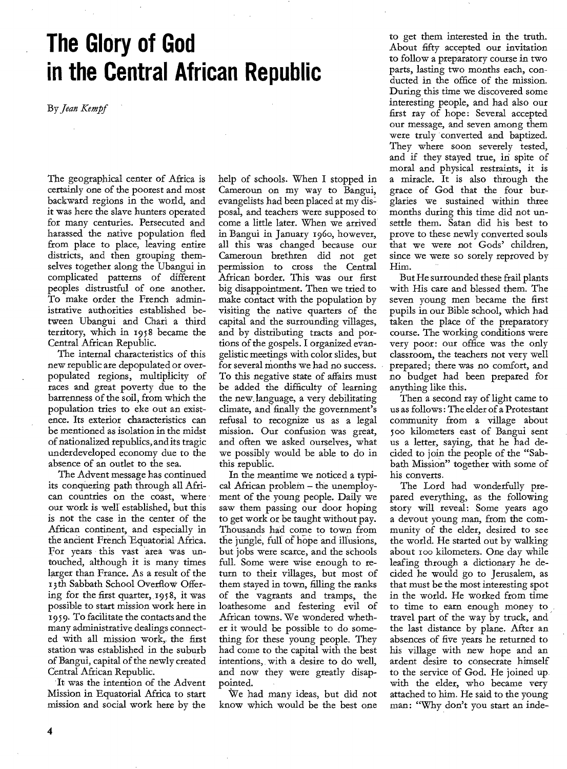# The Glory of God in the Central African Republic

By *Jean Kempf*

The geographical center of Africa is certainly one of the poorest and most backward regions in the world, and it was here the slave hunters operated for many centuries. Persecuted and harassed the native population fled from place to place, leaving entire districts, and then grouping themselves together along the Ubangui in complicated patterns of different peoples distrustful of one another. To make order the French administrative authorities established between Ubangui and Chari a third territory, which in 1958 became the Central African Republic.

The internal characteristics of this new republic are depopulated or overpopulated regions, multiplicity of races and great poverty due to the barrenness of the soil, from which the population tries to eke out an existence. Its exterior characteristics can be mentioned as isolation in the midst of nationalized republics, and its tragic underdeveloped economy due to the absence of an outlet to the sea.

The Advent message has continued its conquering path through all African countries on the coast, where our work is well established, but this is not the case in the center of the African continent, and especially in the ancient French Equatorial Africa. For years this vast area was untouched, although it is many times larger than France. As a result of the 13th Sabbath School Overflow Offering for the first quarter, 1958, it was possible to start mission work here in 1959. To facilitate the contacts and the many administrative dealings connected with all mission work, the first station was established in the suburb of Bangui, capital of the newly created Central African Republic.

It was the intention of the Advent Mission in Equatorial Africa to start mission and social work here by the help of schools. When I stopped in Cameroun on my way to Bangui, evangelists had been placed at my disposal, and teachers were supposed to come a little later. When we arrived in Bangui in January 1960, however, all this was changed because our Cameroun brethren did not get permission to cross the Central African border. This was our first big disappointment. Then we tried to make contact with the population by visiting the native quarters of the capital and the surrounding villages, and by distributing tracts and portions of the gospels. I organized evangelistic meetings with color slides, but for several months we had no success. To this negative state of affairs must be added the difficulty of learning the new language, a very debilitating climate, and finally the government's refusal to recognize us as a legal mission. Our confusion was great, and often we asked ourselves, what we possibly would be able to do in this republic.

In the meantime we noticed a typical African problem – the unemployment of the young people. Daily we saw them passing our door hoping to get work or be taught without pay. Thousands had come to town from the jungle, full of hope and illusions, but jobs were scarce, and the schools full. Some were wise enough to return to their villages, but most of them stayed in town, filling the ranks of the vagrants and tramps, the loathesome and festering evil of African towns. We wondered whether it would be possible to do something for these young people. They had come to the capital with the best intentions, with a desire to do well, and now they were greatly disappointed.

We had many ideas, but did not know which would be the best one to get them interested in the truth. About fifty accepted our invitation to follow a preparatory course in two parts, lasting two months each, conducted in the office of the mission. During this time we discovered some interesting people, and had also our first ray of hope: Several accepted our message, and seven among them were truly converted and baptized. They where soon severely tested, and if they stayed true, in spite of moral and physical restraints, it is a miracle. It is also through the grace of God that the four burglaries we sustained within three months during this time did not unsettle them. Satan did his best to prove to these newly converted souls that we were not Gods' children, since we were so sorely reproved by Him.

But He surrounded these frail plants with His care and blessed them. The seven young men became the first pupils in our Bible school, which had taken the place of the preparatory course. The working conditions were very poor: our office was the only classroom, the teachers not very well prepared; there was no comfort, and no budget had been prepared for anything like this.

Then a second ray of light came to us as follows: The elder of a Protestant community from a village about 500 kilometers east of Bangui sent us a letter, saying, that he had decided to join the people of the "Sabbath Mission" together with some of his converts.

The Lord had wonderfully prepared everything, as the following story will reveal: Some years ago a devout young man, from the community of the elder, desired to see the world. He started out by walking about 100 kilometers. One day while leafing through a dictionary he decided he would go to Jerusalem, as that must be the most interesting spot in the world. He worked from time to time to earn enough money to travel part of the way by truck, and the last distance by plane. After an absences of five years he returned to his village with new hope and an ardent desire to consecrate himself to the service of God. He joined up with the elder, who became very attached to him. He said to the young man: "Why don't you start an inde-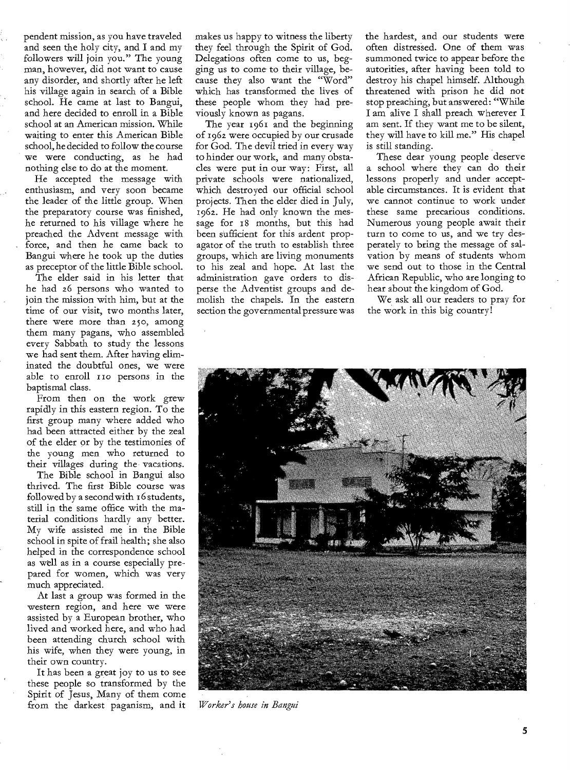pendent mission, as you have traveled and seen the holy city, and I and my followers will join you." The young man, however, did not want to cause any disorder, and shortly after he left his village again in search of a Bible school. He came at last to Bangui, and here decided to enroll in a Bible school at an American mission. While waiting to enter this American Bible school, he decided to follow the course we were conducting, as he had nothing else to do at the moment.

He accepted the message with enthusiasm, and very soon became the leader of the little group. When the preparatory course was finished, he returned to his village where he preached the Advent message with force, and then he came back to Bangui where he took up the duties as preceptor of the little Bible school.

The elder said in his letter that he had 26 persons who wanted to join the mission with him, but at the time of our visit, two months later, there were more than 250, among them many pagans, who assembled every Sabbath to study the lessons we had sent them. After having eliminated the doubtful ones, we were able to enroll 110 persons in the baptismal class.

From then on the work grew rapidly in this eastern region. To the first group many where added who had been attracted either by the zeal of the elder or by the testimonies of the young men who returned to their villages during the vacations.

The Bible school in Bangui also thrived. The first Bible course was followed by a second with 16 students, still in the same office with the material conditions hardly any better. My wife assisted me in the Bible school in spite of frail health; she also helped in the correspondence school as well as in a course especially prepared for women, which was very much appreciated.

At last a group was formed in the western region, and here we were assisted by a European brother, who lived and worked here, and who had been attending church school with his wife, when they were young, in their own country.

It has been a great joy to us to see these people so transformed by the Spirit of Jesus, Many of them come from the darkest paganism, and it makes us happy to witness the liberty they feel through the Spirit of God. Delegations often come to us, begging us to come to their village, because they also want the "Word" which has transformed the lives of these people whom they had previously known as pagans.

The year 1961 and the beginning of 1962 were occupied by our crusade for God. The devil tried in every way to hinder our work, and many obstacles were put in our way: First, all private schools were nationalized, which destroyed our official school projects. Then the elder died in July, 1962. He had only known the message for 18 months, but this had been sufficient for this ardent propagator of the truth to establish three groups, which are living monuments to his zeal and hope. At last the administration gave orders to disperse the Adventist groups and demolish the chapels. In the eastern section the governmental pressure was the hardest, and our students were often distressed. One of them was summoned twice to appear before the autorities, after having been told to destroy his chapel himself. Although threatened with prison he did not stop preaching, but answered: "While I am alive I shall preach wherever I am sent. If they want me to be silent, they will have to kill me." His chapel is still standing.

These dear young people deserve a school where they can do their lessons properly and under acceptable circumstances. It is evident that we cannot continue to work under these same precarious conditions. Numerous young people await their turn to come to us, and we try desperately to bring the message of salvation by means of students whom we send out to those in the Central African Republic, who are longing to hear about the kingdom of God.

We ask all our readers to pray for the work in this big country!

*Worker's house in Bangui*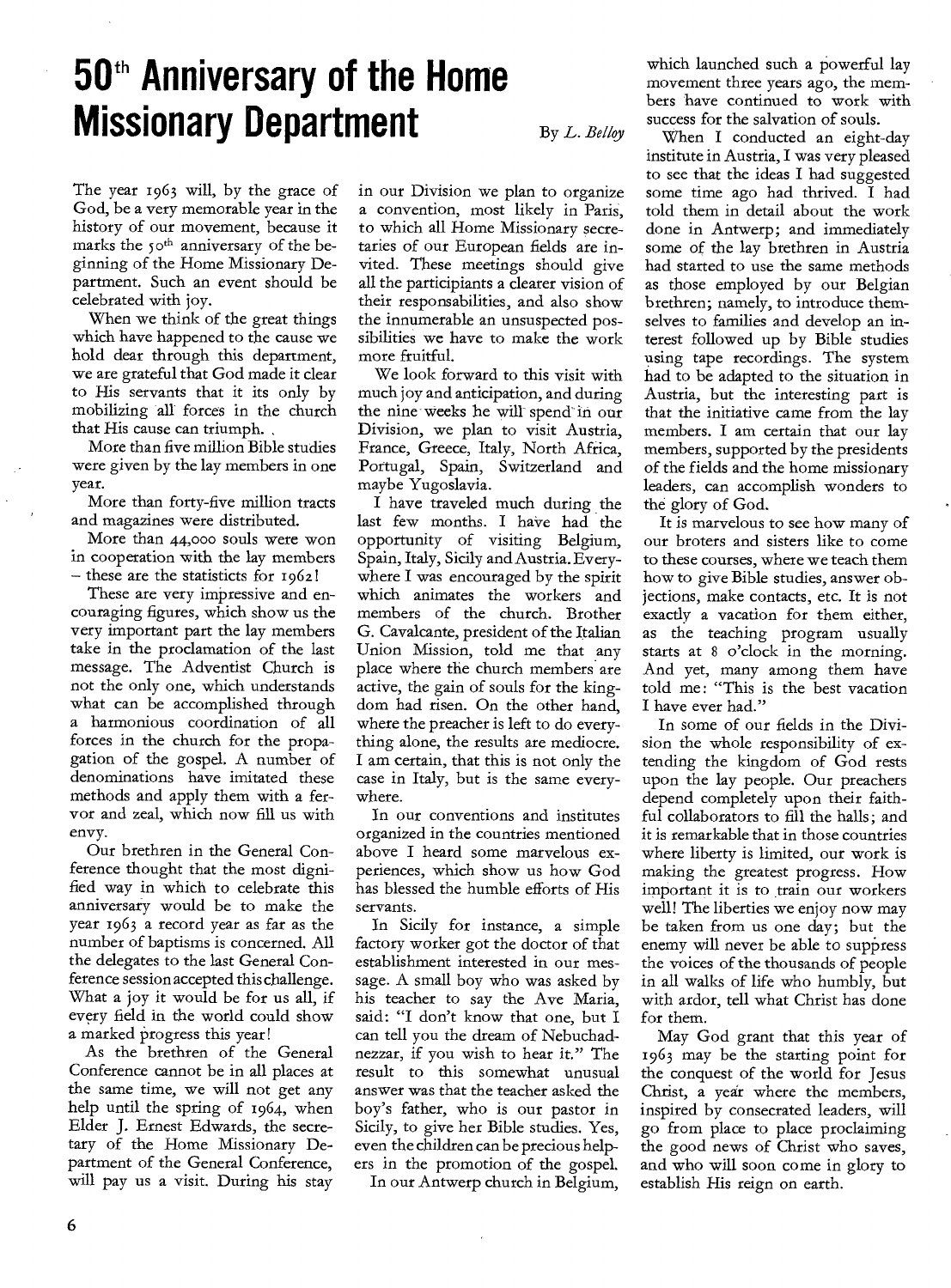# 50th Anniversary of the Home Missionary Department

By *L. Belloy*

The year 1963 will, by the grace of God, be a very memorable year in the history of our movement, because it marks the 50th anniversary of the beginning of the Home Missionary Department. Such an event should be celebrated with joy.

When we think of the great things which have happened to the cause we hold dear through this department, we are grateful that God made it clear to His servants that it its only by mobilizing all forces in the church that His cause can triumph.

More than five million Bible studies were given by the lay members in one year.

More than forty-five million tracts and magazines were distributed.

More than 44,000 souls were won in cooperation with the lay members – these are the statisticts for 1962!

These are very impressive and encouraging figures, which show us the very important part the lay members take in the proclamation of the last message. The Adventist Church is not the only one, which understands what can be accomplished through a harmonious coordination of all forces in the church for the propagation of the gospel. A number of denominations have imitated these methods and apply them with a fervor and zeal, which now fill us with envy.

Our brethren in the General Conference thought that the most dignified way in which to celebrate this anniversary would be to make the year 1963 a record year as far as the number of baptisms is concerned. All the delegates to the last General Conference session accepted this challenge. What a joy it would be for us all, if every field in the world could show a marked progress this year!

As the brethren of the General Conference cannot be in all places at the same time, we will not get any help until the spring of 1964, when Elder J. Ernest Edwards, the secretary of the Home Missionary Department of the General Conference, will pay us a visit. During his stay in our Division we plan to organize a convention, most likely in Paris, to which all Home Missionary secretaries of our European fields are invited. These meetings should give all the participiants a clearer vision of their responsabilities, and also show the innumerable an unsuspected possibilities we have to make the work more fruitful.

We look forward to this visit with much joy and anticipation, and during the nine weeks he will spend in our Division, we plan to visit Austria, France, Greece, Italy, North Africa, Portugal, Spain, Switzerland and maybe Yugoslavia.

I have traveled much during the last few months. I have had the opportunity of visiting Belgium, Spain, Italy, Sicily and Austria. Everywhere I was encouraged by the spirit which animates the workers and members of the church. Brother G. Cavalcante, president of the Italian Union Mission, told me that any place where the church members are active, the gain of souls for the kingdom had risen. On the other hand, where the preacher is left to do everything alone, the results are mediocre. I am certain, that this is not only the case in Italy, but is the same everywhere.

In our conventions and institutes organized in the countries mentioned above I heard some marvelous experiences, which show us how God has blessed the humble efforts of His servants.

In Sicily for instance, a simple factory worker got the doctor of that establishment interested in our message. A small boy who was asked by his teacher to say the Ave Maria, said: "I don't know that one, but I can tell you the dream of Nebuchadnezzar, if you wish to hear it." The result to this somewhat unusual answer was that the teacher asked the boy's father, who is our pastor in Sicily, to give her Bible studies. Yes, even the children can be precious helpers in the promotion of the gospel.

In our Antwerp church in Belgium, which launched such a powerful lay movement three years ago, the members have continued to work with success for the salvation of souls.

When I conducted an eight-day institute in Austria, I was very pleased to see that the ideas I had suggested some time ago had thrived. I had told them in detail about the work done in Antwerp; and immediately some of the lay brethren in Austria had started to use the same methods as those employed by our Belgian brethren; namely, to introduce themselves to families and develop an interest followed up by Bible studies using tape recordings. The system had to be adapted to the situation in Austria, but the interesting part is that the initiative came from the lay members. I am certain that our lay members, supported by the presidents of the fields and the home missionary leaders, can accomplish wonders to the glory of God.

It is marvelous to see how many of our broters and sisters like to come to these courses, where we teach them how to give Bible studies, answer objections, make contacts, etc. It is not exactly a vacation for them either, as the teaching program usually starts at 8 o'clock in the morning. And yet, many among them have told me: "This is the best vacation I have ever had."

In some of our fields in the Division the whole responsibility of extending the kingdom of God rests upon the lay people. Our preachers depend completely upon their faithful collaborators to fill the halls; and it is remarkable that in those countries where liberty is limited, our work is making the greatest progress. How important it is to train our workers well! The liberties we enjoy now may be taken from us one day; but the enemy will never be able to suppress the voices of the thousands of people in all walks of life who humbly, but with ardor, tell what Christ has done for them.

May God grant that this year of 1963 may be the starting point for the conquest of the world for Jesus Christ, a year where the members, inspired by consecrated leaders, will go from place to place proclaiming the good news of Christ who saves, and who will soon come in glory to establish His reign on earth.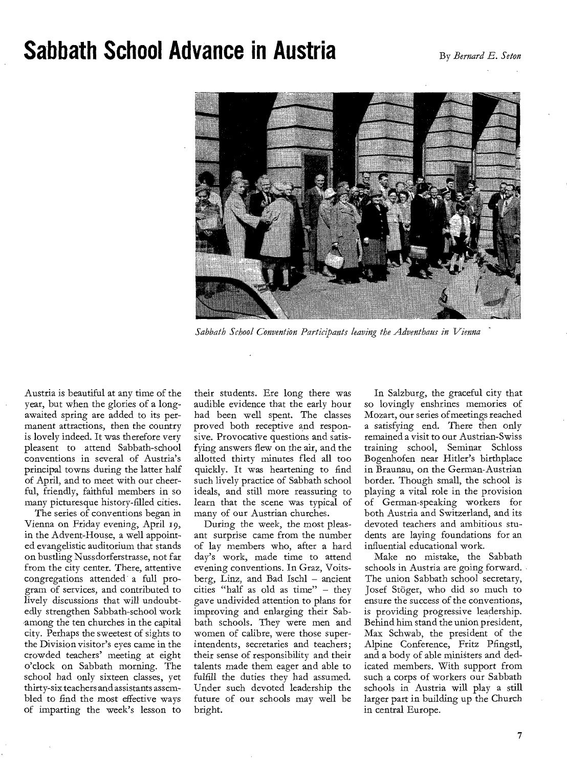# Sabbath School Advance in Austria

By *Bernard E. Seton*

*Sabbath School Convention Participants leaving the Adventhaus in Vienna*

Austria is beautiful at any time of the year, but when the glories of a long-awaited spring are added to its permanent attractions, then the country is lovely indeed. It was therefore very pleasent to attend Sabbath-school conventions in several of Austria's principal towns during the latter half of April, and to meet with our cheerful, friendly, faithful members in so many picturesque history-filled cities.

The series of conventions began in Vienna on Friday evening, April 19, in the Advent-House, a well appointed evangelistic auditorium that stands on bustling Nussdorferstrasse, not far from the city center. There, attentive congregations attended a full program of services, and contributed to lively discussions that will undoubtedly strengthen Sabbath-school work among the ten churches in the capital city. Perhaps the sweetest of sights to the Division visitor's eyes came in the crowded teachers' meeting at eight o'clock on Sabbath morning. The school had only sixteen classes, yet thirty-six teachers and assistants assembled to find the most effective ways of imparting the week's lesson to their students. Ere long there was audible evidence that the early hour had been well spent. The classes proved both receptive and responsive. Provocative questions and satisfying answers flew on the air, and the allotted thirty minutes fled all too quickly. It was heartening to find such lively practice of Sabbath school ideals, and still more reassuring to learn that the scene was typical of many of our Austrian churches.

During the week, the most pleasant surprise came from the number of lay members who, after a hard day's work, made time to attend evening conventions. In Graz, Voitsberg, Linz, and Bad Ischl – ancient cities "half as old as time" – they gave undivided attention to plans for improving and enlarging their Sabbath schools. They were men and women of calibre, were those superintendents, secretaries and teachers; their sense of responsibility and their talents made them eager and able to fulfill the duties they had assumed. Under such devoted leadership the future of our schools may well be bright.

In Salzburg, the graceful city that so lovingly enshrines memories of Mozart, our series of meetings reached a satisfying end. There then only remained a visit to our Austrian-Swiss training school, Seminar Schloss Bogenhofen near Hitler's birthplace in Braunau, on the German-Austrian border. Though small, the school is playing a vital rôle in the provision of German-speaking workers for both Austria and Switzerland, and its devoted teachers and ambitious students are laying foundations for an influential educational work.

Make no mistake, the Sabbath schools in Austria are going forward. The union Sabbath school secretary, Josef Stöger, who did so much to ensure the success of the conventions, is providing progressive leadership. Behind him stand the union president, Max Schwab, the president of the Alpine Conference, Fritz Pfingstl, and a body of able ministers and dedicated members. With support from such a corps of workers our Sabbath schools in Austria will play a still larger part in building up the Church in central Europe.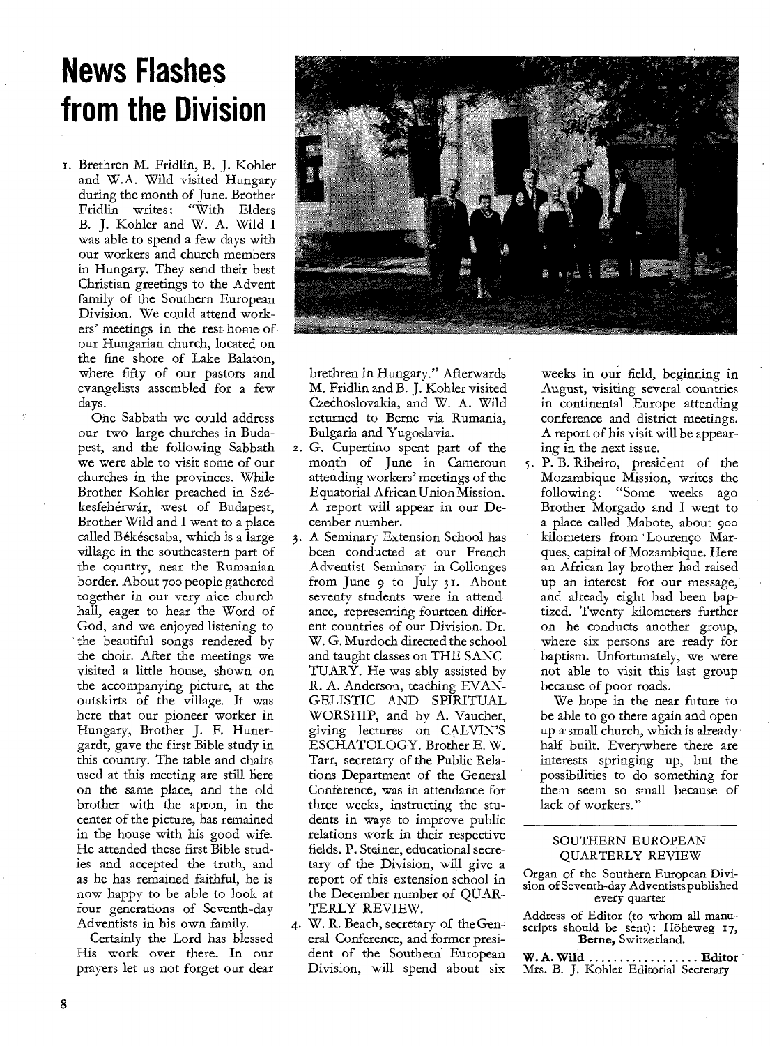# News Flashes from the Division

1. Brethren M. Fridlin, B. J. Kohler and W.A. Wild visited Hungary during the month of June. Brother Fridlin writes: "With Elders B. J. Kohler and W. A. Wild I was able to spend a few days with our workers and church members in Hungary. They send their best Christian greetings to the Advent family of the Southern European Division. We could attend workers' meetings in the rest home of our Hungarian church, located on the fine shore of Lake Balaton, where fifty of our pastors and evangelists assembled for a few days.

   One Sabbath we could address our two large churches in Budapest, and the following Sabbath we were able to visit some of our churches in the provinces. While Brother Kohler preached in Székesfehérwár, west of Budapest, Brother Wild and I went to a place called Békéscsaba, which is a large village in the southeastern part of the country, near the Rumanian border. About 700 people gathered together in our very nice church hall, eager to hear the Word of God, and we enjoyed listening to the beautiful songs rendered by the choir. After the meetings we visited a little house, shown on the accompanying picture, at the outskirts of the village. It was here that our pioneer worker in Hungary, Brother J. F. Hunergardt, gave the first Bible study in this country. The table and chairs used at this meeting are still here on the same place, and the old brother with the apron, in the center of the picture, has remained in the house with his good wife. He attended these first Bible studies and accepted the truth, and as he has remained faithful, he is now happy to be able to look at four generations of Seventh-day Adventists in his own family.

   Certainly the Lord has blessed His work over there. In our prayers let us not forget our dear brethren in Hungary." Afterwards M. Fridlin and B. J. Kohler visited Czechoslovakia, and W. A. Wild returned to Berne via Rumania, Bulgaria and Yugoslavia.

2. G. Cupertino spent part of the month of June in Cameroun attending workers' meetings of the Equatorial African Union Mission. A report will appear in our December number.

3. A Seminary Extension School has been conducted at our French Adventist Seminary in Collonges from June 9 to July 31. About seventy students were in attendance, representing fourteen different countries of our Division. Dr. W. G. Murdoch directed the school and taught classes on THE SANCTUARY. He was ably assisted by R. A. Anderson, teaching EVANGELISTIC AND SPIRITUAL WORSHIP, and by A. Vaucher, giving lectures on CALVIN'S ESCHATOLOGY. Brother E. W. Tarr, secretary of the Public Relations Department of the General Conference, was in attendance for three weeks, instructing the students in ways to improve public relations work in their respective fields. P. Steiner, educational secretary of the Division, will give a report of this extension school in the December number of QUARTERLY REVIEW.

4. W. R. Beach, secretary of the General Conference, and former president of the Southern European Division, will spend about six weeks in our field, beginning in August, visiting several countries in continental Europe attending conference and district meetings. A report of his visit will be appearing in the next issue.

5. P. B. Ribeiro, president of the Mozambique Mission, writes the following: "Some weeks ago Brother Morgado and I went to a place called Mabote, about 900 kilometers from Lourenço Marques, capital of Mozambique. Here an African lay brother had raised up an interest for our message, and already eight had been baptized. Twenty kilometers further on he conducts another group, where six persons are ready for baptism. Unfortunately, we were not able to visit this last group because of poor roads.

   We hope in the near future to be able to go there again and open up a small church, which is already half built. Everywhere there are interests springing up, but the possibilities to do something for them seem so small because of lack of workers."

---

SOUTHERN EUROPEAN QUARTERLY REVIEW

Organ of the Southern European Division of Seventh-day Adventists published every quarter

Address of Editor (to whom all manuscripts should be sent): Höheweg 17, **Berne,** Switzerland.

**W. A. Wild** .................. **Editor**
Mrs. B. J. Kohler Editorial Secretary